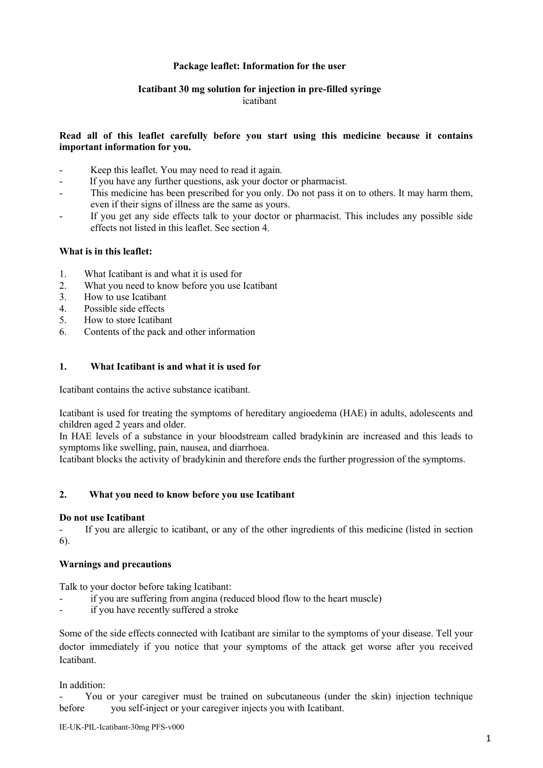**Package leaflet: Information for the user**

**Icatibant 30 mg solution for injection in pre-filled syringe**
icatibant

**Read all of this leaflet carefully before you start using this medicine because it contains important information for you.**

- Keep this leaflet. You may need to read it again.
- If you have any further questions, ask your doctor or pharmacist.
- This medicine has been prescribed for you only. Do not pass it on to others. It may harm them, even if their signs of illness are the same as yours.
- If you get any side effects talk to your doctor or pharmacist. This includes any possible side effects not listed in this leaflet. See section 4.

**What is in this leaflet:**

1. What Icatibant is and what it is used for
2. What you need to know before you use Icatibant
3. How to use Icatibant
4. Possible side effects
5. How to store Icatibant
6. Contents of the pack and other information

## 1. What Icatibant is and what it is used for

Icatibant contains the active substance icatibant.

Icatibant is used for treating the symptoms of hereditary angioedema (HAE) in adults, adolescents and children aged 2 years and older.
In HAE levels of a substance in your bloodstream called bradykinin are increased and this leads to symptoms like swelling, pain, nausea, and diarrhoea.
Icatibant blocks the activity of bradykinin and therefore ends the further progression of the symptoms.

## 2. What you need to know before you use Icatibant

**Do not use Icatibant**

- If you are allergic to icatibant, or any of the other ingredients of this medicine (listed in section 6).

**Warnings and precautions**

Talk to your doctor before taking Icatibant:

- if you are suffering from angina (reduced blood flow to the heart muscle)
- if you have recently suffered a stroke

Some of the side effects connected with Icatibant are similar to the symptoms of your disease. Tell your doctor immediately if you notice that your symptoms of the attack get worse after you received Icatibant.

In addition:

- You or your caregiver must be trained on subcutaneous (under the skin) injection technique before you self-inject or your caregiver injects you with Icatibant.

IE-UK-PIL-Icatibant-30mg PFS-v000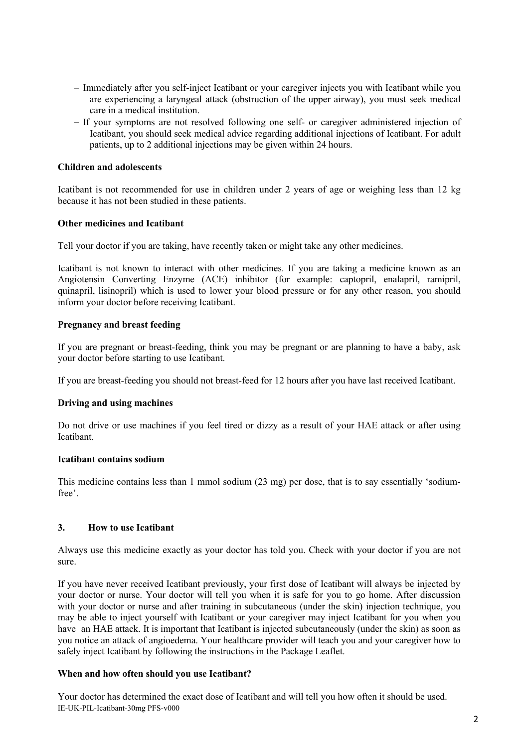- Immediately after you self-inject Icatibant or your caregiver injects you with Icatibant while you are experiencing a laryngeal attack (obstruction of the upper airway), you must seek medical care in a medical institution.
- If your symptoms are not resolved following one self- or caregiver administered injection of Icatibant, you should seek medical advice regarding additional injections of Icatibant. For adult patients, up to 2 additional injections may be given within 24 hours.

**Children and adolescents**

Icatibant is not recommended for use in children under 2 years of age or weighing less than 12 kg because it has not been studied in these patients.

**Other medicines and Icatibant**

Tell your doctor if you are taking, have recently taken or might take any other medicines.

Icatibant is not known to interact with other medicines. If you are taking a medicine known as an Angiotensin Converting Enzyme (ACE) inhibitor (for example: captopril, enalapril, ramipril, quinapril, lisinopril) which is used to lower your blood pressure or for any other reason, you should inform your doctor before receiving Icatibant.

**Pregnancy and breast feeding**

If you are pregnant or breast-feeding, think you may be pregnant or are planning to have a baby, ask your doctor before starting to use Icatibant.

If you are breast-feeding you should not breast-feed for 12 hours after you have last received Icatibant.

**Driving and using machines**

Do not drive or use machines if you feel tired or dizzy as a result of your HAE attack or after using Icatibant.

**Icatibant contains sodium**

This medicine contains less than 1 mmol sodium (23 mg) per dose, that is to say essentially 'sodium-free'.

## 3. How to use Icatibant

Always use this medicine exactly as your doctor has told you. Check with your doctor if you are not sure.

If you have never received Icatibant previously, your first dose of Icatibant will always be injected by your doctor or nurse. Your doctor will tell you when it is safe for you to go home. After discussion with your doctor or nurse and after training in subcutaneous (under the skin) injection technique, you may be able to inject yourself with Icatibant or your caregiver may inject Icatibant for you when you have an HAE attack. It is important that Icatibant is injected subcutaneously (under the skin) as soon as you notice an attack of angioedema. Your healthcare provider will teach you and your caregiver how to safely inject Icatibant by following the instructions in the Package Leaflet.

**When and how often should you use Icatibant?**

Your doctor has determined the exact dose of Icatibant and will tell you how often it should be used.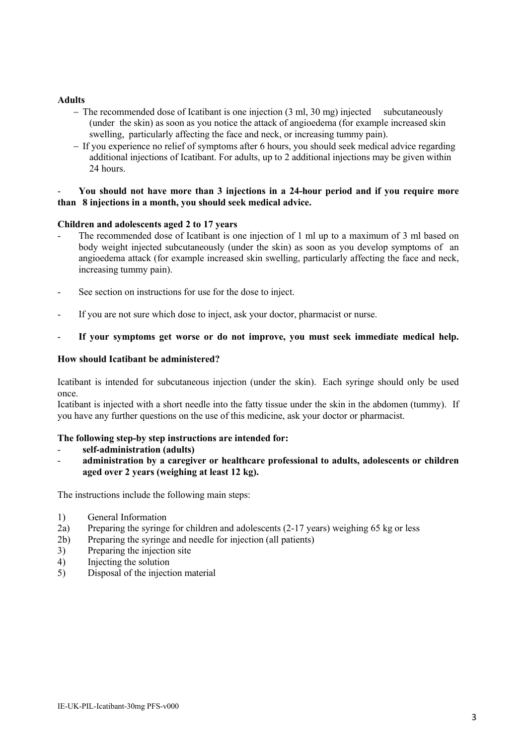**Adults**

- The recommended dose of Icatibant is one injection (3 ml, 30 mg) injected subcutaneously (under the skin) as soon as you notice the attack of angioedema (for example increased skin swelling, particularly affecting the face and neck, or increasing tummy pain).
- If you experience no relief of symptoms after 6 hours, you should seek medical advice regarding additional injections of Icatibant. For adults, up to 2 additional injections may be given within 24 hours.

- **You should not have more than 3 injections in a 24-hour period and if you require more than 8 injections in a month, you should seek medical advice.**

**Children and adolescents aged 2 to 17 years**

- The recommended dose of Icatibant is one injection of 1 ml up to a maximum of 3 ml based on body weight injected subcutaneously (under the skin) as soon as you develop symptoms of an angioedema attack (for example increased skin swelling, particularly affecting the face and neck, increasing tummy pain).
- See section on instructions for use for the dose to inject.
- If you are not sure which dose to inject, ask your doctor, pharmacist or nurse.
- **If your symptoms get worse or do not improve, you must seek immediate medical help.**

**How should Icatibant be administered?**

Icatibant is intended for subcutaneous injection (under the skin). Each syringe should only be used once.

Icatibant is injected with a short needle into the fatty tissue under the skin in the abdomen (tummy). If you have any further questions on the use of this medicine, ask your doctor or pharmacist.

**The following step-by step instructions are intended for:**

- **self-administration (adults)**
- **administration by a caregiver or healthcare professional to adults, adolescents or children aged over 2 years (weighing at least 12 kg).**

The instructions include the following main steps:

1) General Information
2a) Preparing the syringe for children and adolescents (2-17 years) weighing 65 kg or less
2b) Preparing the syringe and needle for injection (all patients)
3) Preparing the injection site
4) Injecting the solution
5) Disposal of the injection material

IE-UK-PIL-Icatibant-30mg PFS-v000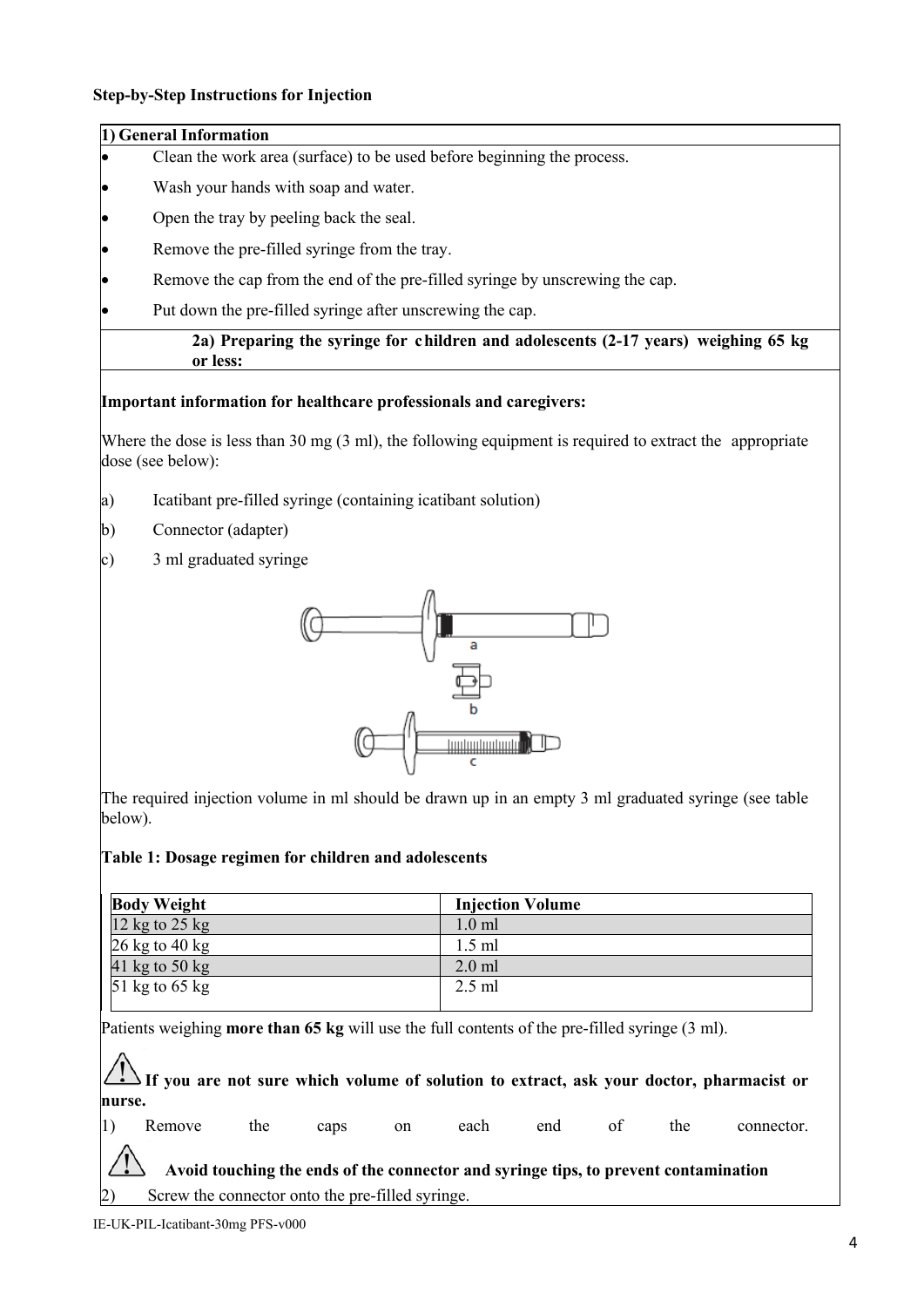**Step-by-Step Instructions for Injection**

**1) General Information**

- Clean the work area (surface) to be used before beginning the process.
- Wash your hands with soap and water.
- Open the tray by peeling back the seal.
- Remove the pre-filled syringe from the tray.
- Remove the cap from the end of the pre-filled syringe by unscrewing the cap.
- Put down the pre-filled syringe after unscrewing the cap.

**2a) Preparing the syringe for children and adolescents (2-17 years) weighing 65 kg or less:**

**Important information for healthcare professionals and caregivers:**

Where the dose is less than 30 mg (3 ml), the following equipment is required to extract the appropriate dose (see below):

a) Icatibant pre-filled syringe (containing icatibant solution)

b) Connector (adapter)

c) 3 ml graduated syringe

The required injection volume in ml should be drawn up in an empty 3 ml graduated syringe (see table below).

**Table 1: Dosage regimen for children and adolescents**

| Body Weight | Injection Volume |
|---|---|
| 12 kg to 25 kg | 1.0 ml |
| 26 kg to 40 kg | 1.5 ml |
| 41 kg to 50 kg | 2.0 ml |
| 51 kg to 65 kg | 2.5 ml |

Patients weighing **more than 65 kg** will use the full contents of the pre-filled syringe (3 ml).

⚠ **If you are not sure which volume of solution to extract, ask your doctor, pharmacist or nurse.**

1) Remove the caps on each end of the connector.

⚠ **Avoid touching the ends of the connector and syringe tips, to prevent contamination**

2) Screw the connector onto the pre-filled syringe.

IE-UK-PIL-Icatibant-30mg PFS-v000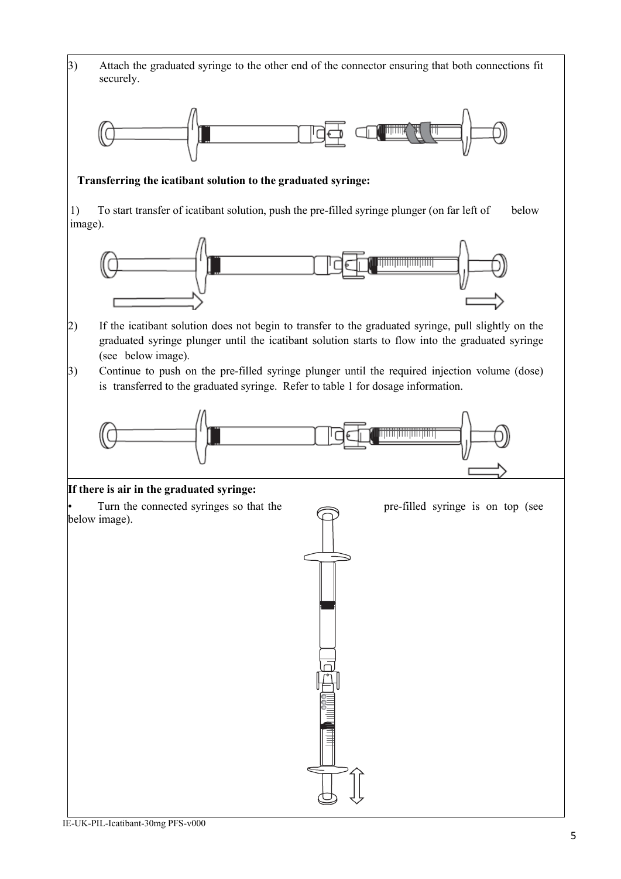3) Attach the graduated syringe to the other end of the connector ensuring that both connections fit securely.

**Transferring the icatibant solution to the graduated syringe:**

1) To start transfer of icatibant solution, push the pre-filled syringe plunger (on far left of below image).

2) If the icatibant solution does not begin to transfer to the graduated syringe, pull slightly on the graduated syringe plunger until the icatibant solution starts to flow into the graduated syringe (see below image).

3) Continue to push on the pre-filled syringe plunger until the required injection volume (dose) is transferred to the graduated syringe. Refer to table 1 for dosage information.

**If there is air in the graduated syringe:**

- Turn the connected syringes so that the pre-filled syringe is on top (see below image).

IE-UK-PIL-Icatibant-30mg PFS-v000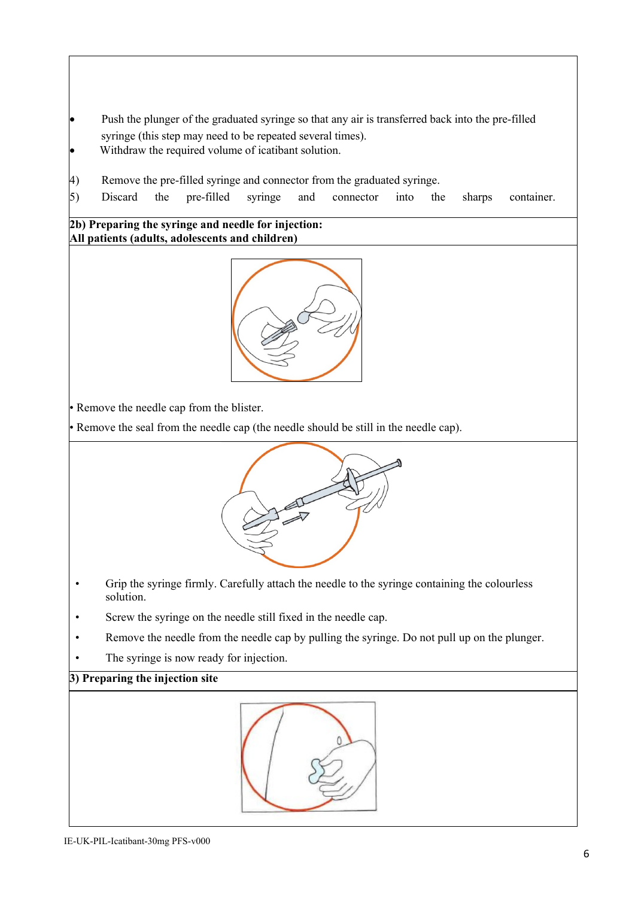- Push the plunger of the graduated syringe so that any air is transferred back into the pre-filled syringe (this step may need to be repeated several times).
- Withdraw the required volume of icatibant solution.

4) Remove the pre-filled syringe and connector from the graduated syringe.
5) Discard the pre-filled syringe and connector into the sharps container.

**2b) Preparing the syringe and needle for injection:**
**All patients (adults, adolescents and children)**

- Remove the needle cap from the blister.
- Remove the seal from the needle cap (the needle should be still in the needle cap).

- Grip the syringe firmly. Carefully attach the needle to the syringe containing the colourless solution.
- Screw the syringe on the needle still fixed in the needle cap.
- Remove the needle from the needle cap by pulling the syringe. Do not pull up on the plunger.
- The syringe is now ready for injection.

**3) Preparing the injection site**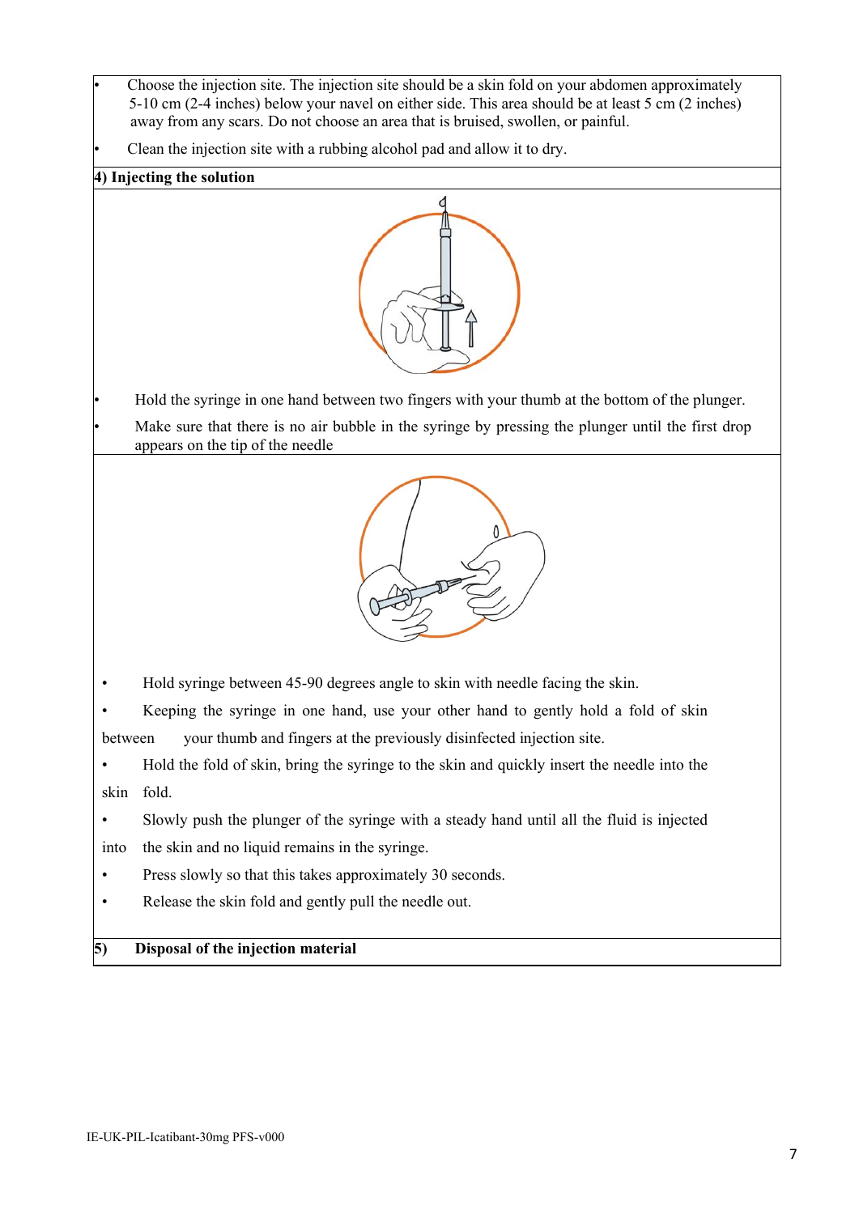- Choose the injection site. The injection site should be a skin fold on your abdomen approximately 5-10 cm (2-4 inches) below your navel on either side. This area should be at least 5 cm (2 inches) away from any scars. Do not choose an area that is bruised, swollen, or painful.
- Clean the injection site with a rubbing alcohol pad and allow it to dry.

**4) Injecting the solution**

- Hold the syringe in one hand between two fingers with your thumb at the bottom of the plunger.
- Make sure that there is no air bubble in the syringe by pressing the plunger until the first drop appears on the tip of the needle

- Hold syringe between 45-90 degrees angle to skin with needle facing the skin.
- Keeping the syringe in one hand, use your other hand to gently hold a fold of skin between your thumb and fingers at the previously disinfected injection site.
- Hold the fold of skin, bring the syringe to the skin and quickly insert the needle into the skin fold.
- Slowly push the plunger of the syringe with a steady hand until all the fluid is injected into the skin and no liquid remains in the syringe.
- Press slowly so that this takes approximately 30 seconds.
- Release the skin fold and gently pull the needle out.

**5) Disposal of the injection material**

IE-UK-PIL-Icatibant-30mg PFS-v000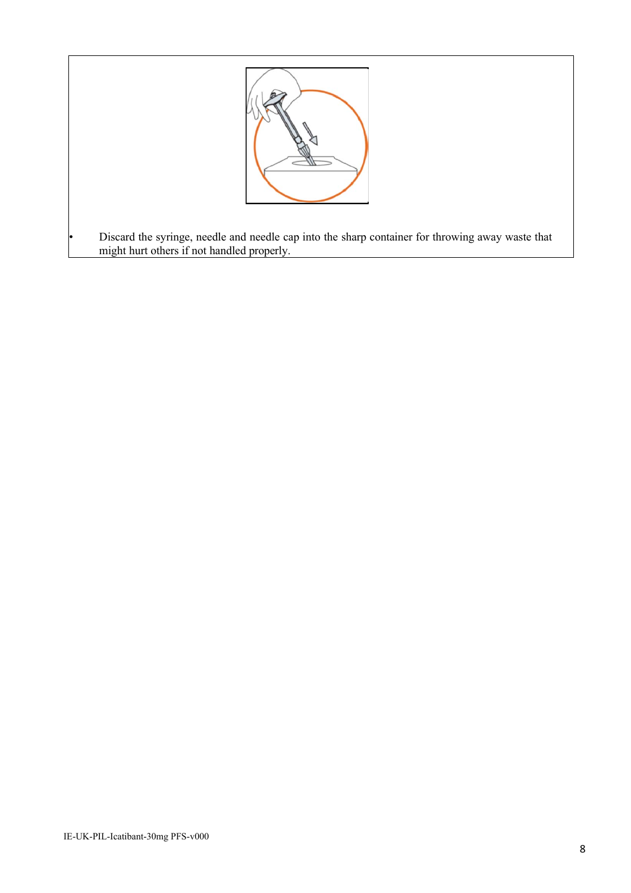- Discard the syringe, needle and needle cap into the sharp container for throwing away waste that might hurt others if not handled properly.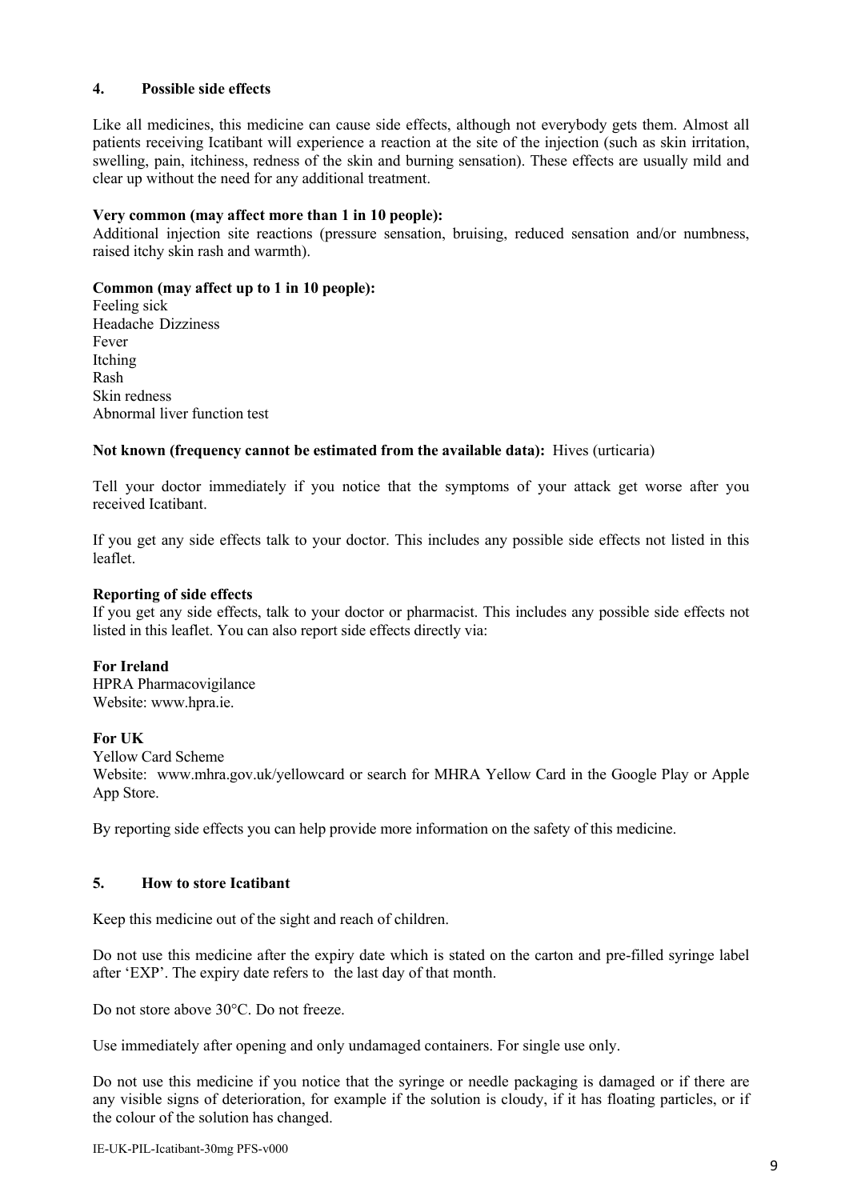## 4. Possible side effects

Like all medicines, this medicine can cause side effects, although not everybody gets them. Almost all patients receiving Icatibant will experience a reaction at the site of the injection (such as skin irritation, swelling, pain, itchiness, redness of the skin and burning sensation). These effects are usually mild and clear up without the need for any additional treatment.

**Very common (may affect more than 1 in 10 people):**
Additional injection site reactions (pressure sensation, bruising, reduced sensation and/or numbness, raised itchy skin rash and warmth).

**Common (may affect up to 1 in 10 people):**
Feeling sick
Headache Dizziness
Fever
Itching
Rash
Skin redness
Abnormal liver function test

**Not known (frequency cannot be estimated from the available data):** Hives (urticaria)

Tell your doctor immediately if you notice that the symptoms of your attack get worse after you received Icatibant.

If you get any side effects talk to your doctor. This includes any possible side effects not listed in this leaflet.

**Reporting of side effects**
If you get any side effects, talk to your doctor or pharmacist. This includes any possible side effects not listed in this leaflet. You can also report side effects directly via:

**For Ireland**
HPRA Pharmacovigilance
Website: www.hpra.ie.

**For UK**
Yellow Card Scheme
Website: www.mhra.gov.uk/yellowcard or search for MHRA Yellow Card in the Google Play or Apple App Store.

By reporting side effects you can help provide more information on the safety of this medicine.

## 5. How to store Icatibant

Keep this medicine out of the sight and reach of children.

Do not use this medicine after the expiry date which is stated on the carton and pre-filled syringe label after 'EXP'. The expiry date refers to the last day of that month.

Do not store above 30°C. Do not freeze.

Use immediately after opening and only undamaged containers. For single use only.

Do not use this medicine if you notice that the syringe or needle packaging is damaged or if there are any visible signs of deterioration, for example if the solution is cloudy, if it has floating particles, or if the colour of the solution has changed.

IE-UK-PIL-Icatibant-30mg PFS-v000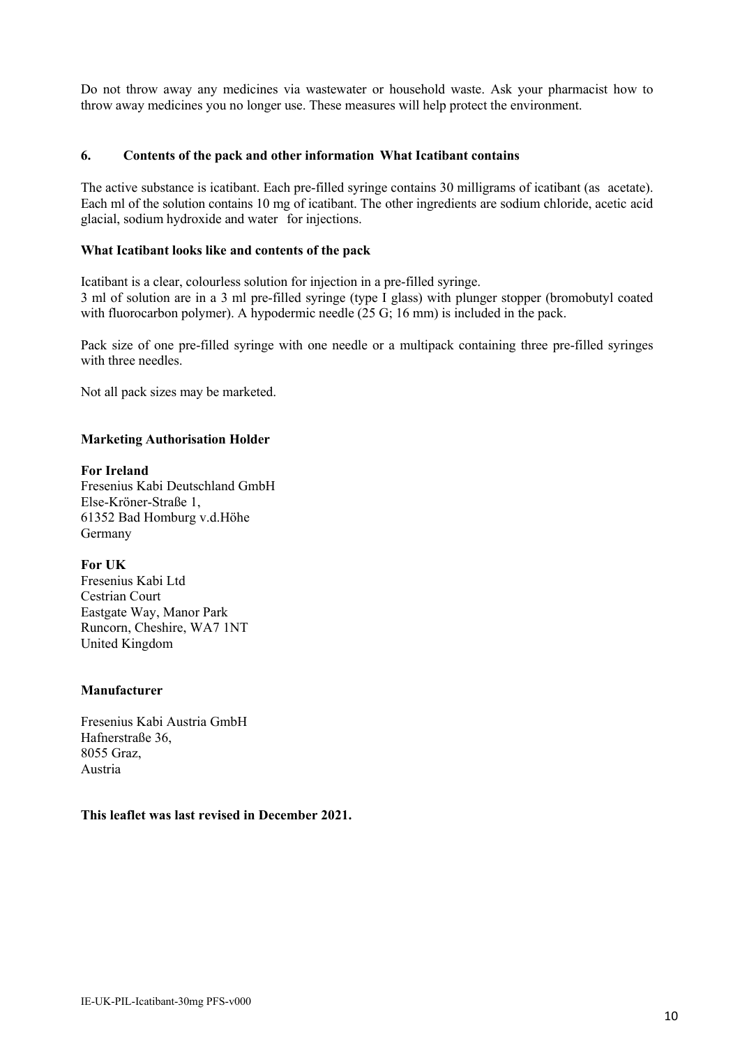Do not throw away any medicines via wastewater or household waste. Ask your pharmacist how to throw away medicines you no longer use. These measures will help protect the environment.

## 6. Contents of the pack and other information What Icatibant contains

The active substance is icatibant. Each pre-filled syringe contains 30 milligrams of icatibant (as acetate). Each ml of the solution contains 10 mg of icatibant. The other ingredients are sodium chloride, acetic acid glacial, sodium hydroxide and water for injections.

**What Icatibant looks like and contents of the pack**

Icatibant is a clear, colourless solution for injection in a pre-filled syringe.
3 ml of solution are in a 3 ml pre-filled syringe (type I glass) with plunger stopper (bromobutyl coated with fluorocarbon polymer). A hypodermic needle (25 G; 16 mm) is included in the pack.

Pack size of one pre-filled syringe with one needle or a multipack containing three pre-filled syringes with three needles.

Not all pack sizes may be marketed.

**Marketing Authorisation Holder**

**For Ireland**
Fresenius Kabi Deutschland GmbH
Else-Kröner-Straße 1,
61352 Bad Homburg v.d.Höhe
Germany

**For UK**
Fresenius Kabi Ltd
Cestrian Court
Eastgate Way, Manor Park
Runcorn, Cheshire, WA7 1NT
United Kingdom

**Manufacturer**

Fresenius Kabi Austria GmbH
Hafnerstraße 36,
8055 Graz,
Austria

**This leaflet was last revised in December 2021.**

IE-UK-PIL-Icatibant-30mg PFS-v000